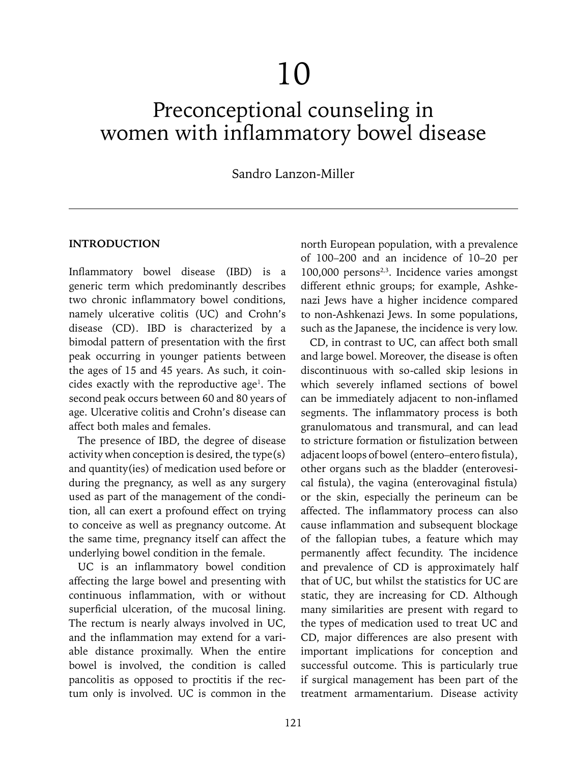# 10

# Preconceptional counseling in women with inflammatory bowel disease

Sandro Lanzon-Miller

## INTRODUCTION

Inflammatory bowel disease (IBD) is a generic term which predominantly describes two chronic inflammatory bowel conditions, namely ulcerative colitis (UC) and Crohn's disease (CD). IBD is characterized by a bimodal pattern of presentation with the first peak occurring in younger patients between the ages of 15 and 45 years. As such, it coincides exactly with the reproductive age[1]. The second peak occurs between 60 and 80 years of age. Ulcerative colitis and Crohn's disease can affect both males and females.

The presence of IBD, the degree of disease activity when conception is desired, the type(s) and quantity(ies) of medication used before or during the pregnancy, as well as any surgery used as part of the management of the condition, all can exert a profound effect on trying to conceive as well as pregnancy outcome. At the same time, pregnancy itself can affect the underlying bowel condition in the female.

UC is an inflammatory bowel condition affecting the large bowel and presenting with continuous inflammation, with or without superficial ulceration, of the mucosal lining. The rectum is nearly always involved in UC, and the inflammation may extend for a variable distance proximally. When the entire bowel is involved, the condition is called pancolitis as opposed to proctitis if the rectum only is involved. UC is common in the north European population, with a prevalence of 100–200 and an incidence of 10–20 per 100,000 persons[2,3]. Incidence varies amongst different ethnic groups; for example, Ashkenazi Jews have a higher incidence compared to non-Ashkenazi Jews. In some populations, such as the Japanese, the incidence is very low.

CD, in contrast to UC, can affect both small and large bowel. Moreover, the disease is often discontinuous with so-called skip lesions in which severely inflamed sections of bowel can be immediately adjacent to non-inflamed segments. The inflammatory process is both granulomatous and transmural, and can lead to stricture formation or fistulization between adjacent loops of bowel (entero–entero fistula), other organs such as the bladder (enterovesical fistula), the vagina (enterovaginal fistula) or the skin, especially the perineum can be affected. The inflammatory process can also cause inflammation and subsequent blockage of the fallopian tubes, a feature which may permanently affect fecundity. The incidence and prevalence of CD is approximately half that of UC, but whilst the statistics for UC are static, they are increasing for CD. Although many similarities are present with regard to the types of medication used to treat UC and CD, major differences are also present with important implications for conception and successful outcome. This is particularly true if surgical management has been part of the treatment armamentarium. Disease activity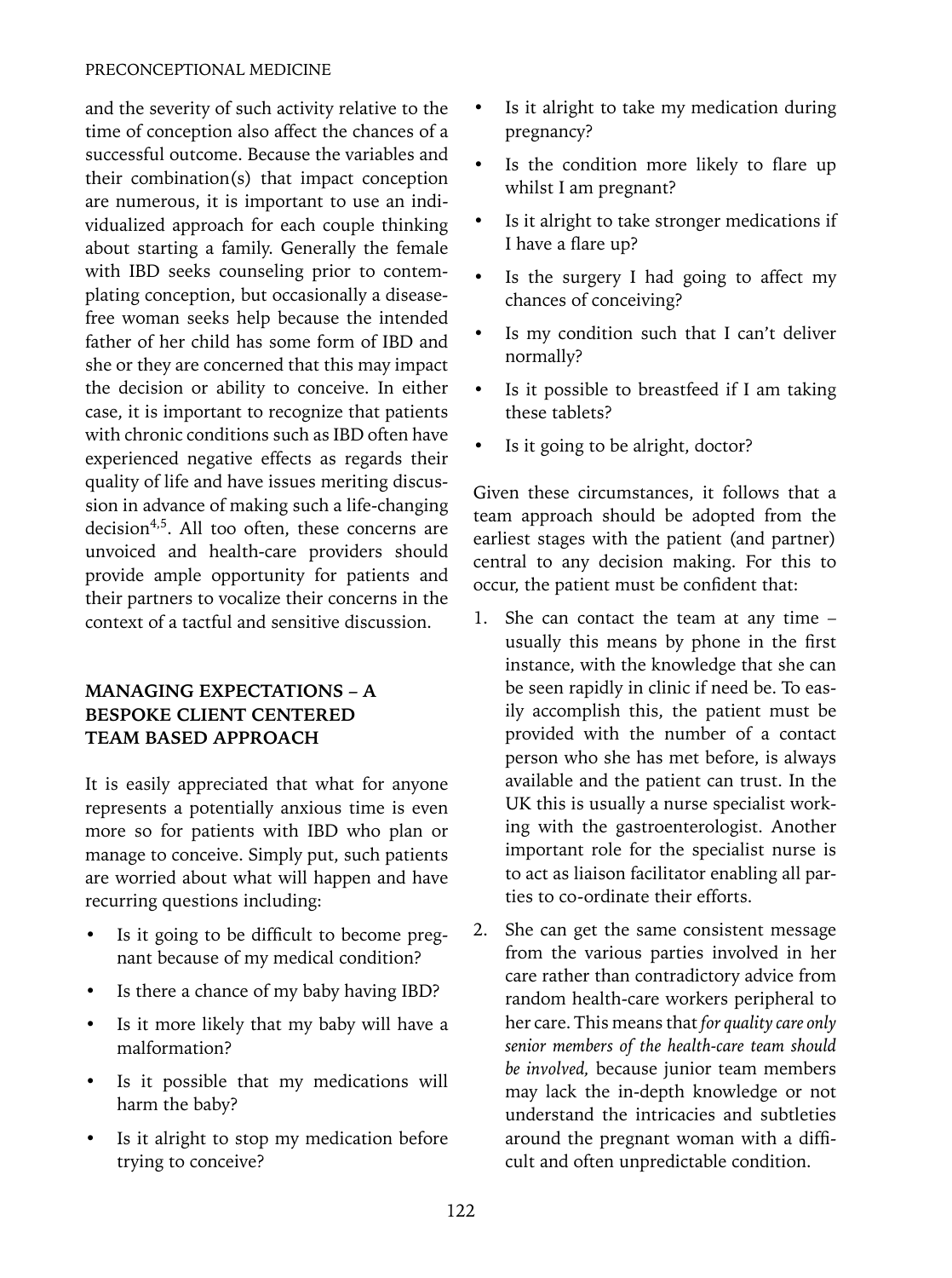and the severity of such activity relative to the time of conception also affect the chances of a successful outcome. Because the variables and their combination(s) that impact conception are numerous, it is important to use an individualized approach for each couple thinking about starting a family. Generally the female with IBD seeks counseling prior to contemplating conception, but occasionally a disease-free woman seeks help because the intended father of her child has some form of IBD and she or they are concerned that this may impact the decision or ability to conceive. In either case, it is important to recognize that patients with chronic conditions such as IBD often have experienced negative effects as regards their quality of life and have issues meriting discussion in advance of making such a life-changing decision[4,5]. All too often, these concerns are unvoiced and health-care providers should provide ample opportunity for patients and their partners to vocalize their concerns in the context of a tactful and sensitive discussion.

## MANAGING EXPECTATIONS – A BESPOKE CLIENT CENTERED TEAM BASED APPROACH

It is easily appreciated that what for anyone represents a potentially anxious time is even more so for patients with IBD who plan or manage to conceive. Simply put, such patients are worried about what will happen and have recurring questions including:

- Is it going to be difficult to become pregnant because of my medical condition?
- Is there a chance of my baby having IBD?
- Is it more likely that my baby will have a malformation?
- Is it possible that my medications will harm the baby?
- Is it alright to stop my medication before trying to conceive?
- Is it alright to take my medication during pregnancy?
- Is the condition more likely to flare up whilst I am pregnant?
- Is it alright to take stronger medications if I have a flare up?
- Is the surgery I had going to affect my chances of conceiving?
- Is my condition such that I can't deliver normally?
- Is it possible to breastfeed if I am taking these tablets?
- Is it going to be alright, doctor?

Given these circumstances, it follows that a team approach should be adopted from the earliest stages with the patient (and partner) central to any decision making. For this to occur, the patient must be confident that:

1. She can contact the team at any time – usually this means by phone in the first instance, with the knowledge that she can be seen rapidly in clinic if need be. To easily accomplish this, the patient must be provided with the number of a contact person who she has met before, is always available and the patient can trust. In the UK this is usually a nurse specialist working with the gastroenterologist. Another important role for the specialist nurse is to act as liaison facilitator enabling all parties to co-ordinate their efforts.
2. She can get the same consistent message from the various parties involved in her care rather than contradictory advice from random health-care workers peripheral to her care. This means that *for quality care only senior members of the health-care team should be involved,* because junior team members may lack the in-depth knowledge or not understand the intricacies and subtleties around the pregnant woman with a difficult and often unpredictable condition.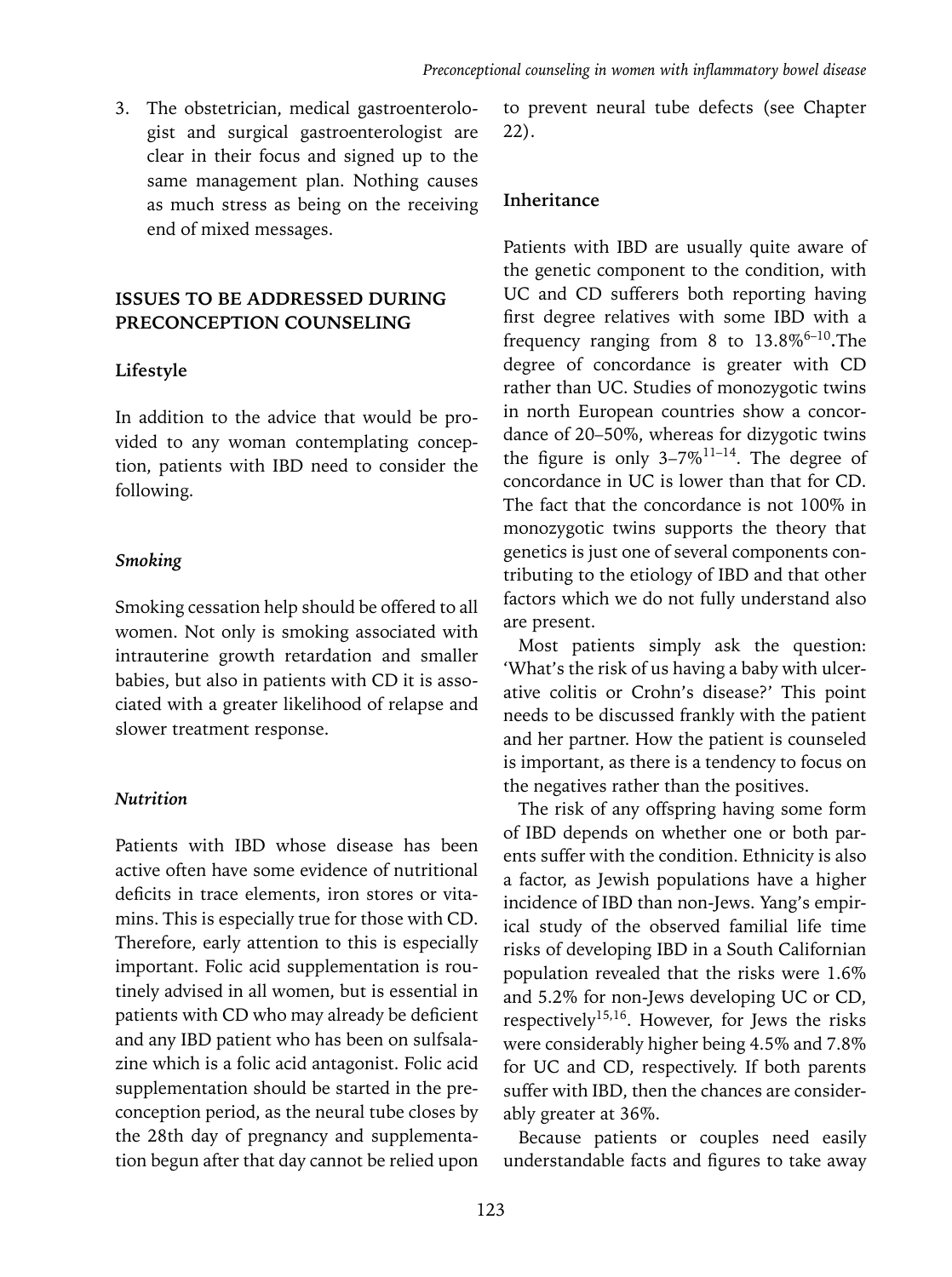3. The obstetrician, medical gastroenterologist and surgical gastroenterologist are clear in their focus and signed up to the same management plan. Nothing causes as much stress as being on the receiving end of mixed messages.

## ISSUES TO BE ADDRESSED DURING PRECONCEPTION COUNSELING

### Lifestyle

In addition to the advice that would be provided to any woman contemplating conception, patients with IBD need to consider the following.

#### *Smoking*

Smoking cessation help should be offered to all women. Not only is smoking associated with intrauterine growth retardation and smaller babies, but also in patients with CD it is associated with a greater likelihood of relapse and slower treatment response.

#### *Nutrition*

Patients with IBD whose disease has been active often have some evidence of nutritional deficits in trace elements, iron stores or vitamins. This is especially true for those with CD. Therefore, early attention to this is especially important. Folic acid supplementation is routinely advised in all women, but is essential in patients with CD who may already be deficient and any IBD patient who has been on sulfsalazine which is a folic acid antagonist. Folic acid supplementation should be started in the preconception period, as the neural tube closes by the 28th day of pregnancy and supplementation begun after that day cannot be relied upon to prevent neural tube defects (see Chapter 22).

### Inheritance

Patients with IBD are usually quite aware of the genetic component to the condition, with UC and CD sufferers both reporting having first degree relatives with some IBD with a frequency ranging from 8 to 13.8%[6–10].The degree of concordance is greater with CD rather than UC. Studies of monozygotic twins in north European countries show a concordance of 20–50%, whereas for dizygotic twins the figure is only 3–7%[11–14]. The degree of concordance in UC is lower than that for CD. The fact that the concordance is not 100% in monozygotic twins supports the theory that genetics is just one of several components contributing to the etiology of IBD and that other factors which we do not fully understand also are present.

Most patients simply ask the question: 'What's the risk of us having a baby with ulcerative colitis or Crohn's disease?' This point needs to be discussed frankly with the patient and her partner. How the patient is counseled is important, as there is a tendency to focus on the negatives rather than the positives.

The risk of any offspring having some form of IBD depends on whether one or both parents suffer with the condition. Ethnicity is also a factor, as Jewish populations have a higher incidence of IBD than non-Jews. Yang's empirical study of the observed familial life time risks of developing IBD in a South Californian population revealed that the risks were 1.6% and 5.2% for non-Jews developing UC or CD, respectively[15,16]. However, for Jews the risks were considerably higher being 4.5% and 7.8% for UC and CD, respectively. If both parents suffer with IBD, then the chances are considerably greater at 36%.

Because patients or couples need easily understandable facts and figures to take away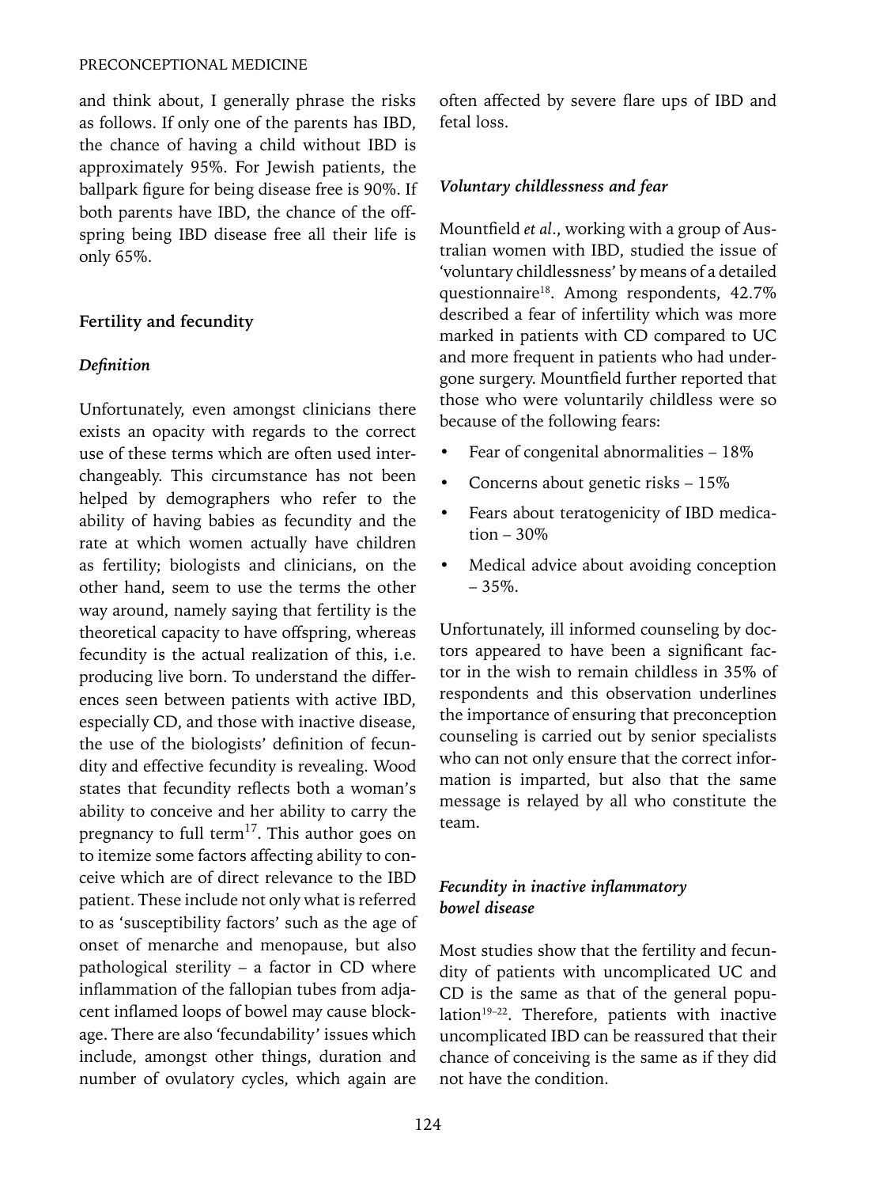and think about, I generally phrase the risks as follows. If only one of the parents has IBD, the chance of having a child without IBD is approximately 95%. For Jewish patients, the ballpark figure for being disease free is 90%. If both parents have IBD, the chance of the offspring being IBD disease free all their life is only 65%.

## Fertility and fecundity

### *Definition*

Unfortunately, even amongst clinicians there exists an opacity with regards to the correct use of these terms which are often used interchangeably. This circumstance has not been helped by demographers who refer to the ability of having babies as fecundity and the rate at which women actually have children as fertility; biologists and clinicians, on the other hand, seem to use the terms the other way around, namely saying that fertility is the theoretical capacity to have offspring, whereas fecundity is the actual realization of this, i.e. producing live born. To understand the differences seen between patients with active IBD, especially CD, and those with inactive disease, the use of the biologists' definition of fecundity and effective fecundity is revealing. Wood states that fecundity reflects both a woman's ability to conceive and her ability to carry the pregnancy to full term[17]. This author goes on to itemize some factors affecting ability to conceive which are of direct relevance to the IBD patient. These include not only what is referred to as 'susceptibility factors' such as the age of onset of menarche and menopause, but also pathological sterility – a factor in CD where inflammation of the fallopian tubes from adjacent inflamed loops of bowel may cause blockage. There are also 'fecundability' issues which include, amongst other things, duration and number of ovulatory cycles, which again are often affected by severe flare ups of IBD and fetal loss.

### *Voluntary childlessness and fear*

Mountfield *et al*., working with a group of Australian women with IBD, studied the issue of 'voluntary childlessness' by means of a detailed questionnaire[18]. Among respondents, 42.7% described a fear of infertility which was more marked in patients with CD compared to UC and more frequent in patients who had undergone surgery. Mountfield further reported that those who were voluntarily childless were so because of the following fears:

- Fear of congenital abnormalities – 18%
- Concerns about genetic risks – 15%
- Fears about teratogenicity of IBD medication – 30%
- Medical advice about avoiding conception – 35%.

Unfortunately, ill informed counseling by doctors appeared to have been a significant factor in the wish to remain childless in 35% of respondents and this observation underlines the importance of ensuring that preconception counseling is carried out by senior specialists who can not only ensure that the correct information is imparted, but also that the same message is relayed by all who constitute the team.

### *Fecundity in inactive inflammatory bowel disease*

Most studies show that the fertility and fecundity of patients with uncomplicated UC and CD is the same as that of the general population[19–22]. Therefore, patients with inactive uncomplicated IBD can be reassured that their chance of conceiving is the same as if they did not have the condition.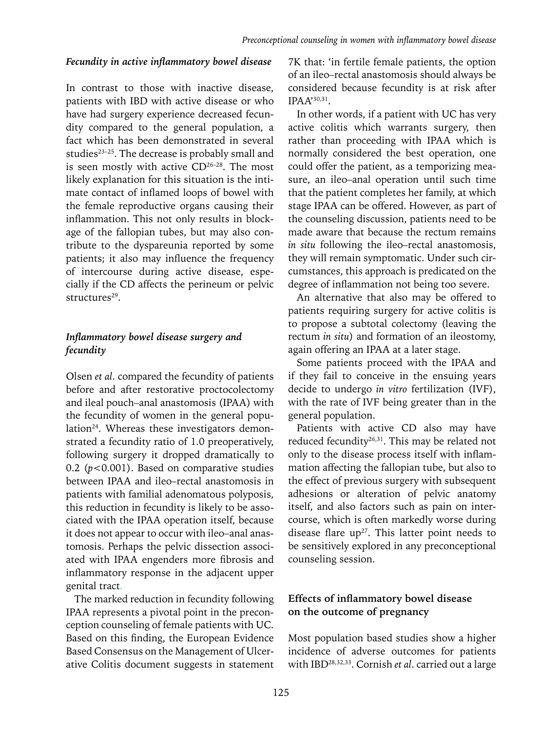### *Fecundity in active inflammatory bowel disease*

In contrast to those with inactive disease, patients with IBD with active disease or who have had surgery experience decreased fecundity compared to the general population, a fact which has been demonstrated in several studies[23–25]. The decrease is probably small and is seen mostly with active CD[26–28]. The most likely explanation for this situation is the intimate contact of inflamed loops of bowel with the female reproductive organs causing their inflammation. This not only results in blockage of the fallopian tubes, but may also contribute to the dyspareunia reported by some patients; it also may influence the frequency of intercourse during active disease, especially if the CD affects the perineum or pelvic structures[29].

### *Inflammatory bowel disease surgery and fecundity*

Olsen *et al*. compared the fecundity of patients before and after restorative proctocolectomy and ileal pouch–anal anastomosis (IPAA) with the fecundity of women in the general population[24]. Whereas these investigators demonstrated a fecundity ratio of 1.0 preoperatively, following surgery it dropped dramatically to 0.2 ($p<0.001$). Based on comparative studies between IPAA and ileo–rectal anastomosis in patients with familial adenomatous polyposis, this reduction in fecundity is likely to be associated with the IPAA operation itself, because it does not appear to occur with ileo–anal anastomosis. Perhaps the pelvic dissection associated with IPAA engenders more fibrosis and inflammatory response in the adjacent upper genital tract.

The marked reduction in fecundity following IPAA represents a pivotal point in the preconception counseling of female patients with UC. Based on this finding, the European Evidence Based Consensus on the Management of Ulcerative Colitis document suggests in statement 7K that: 'in fertile female patients, the option of an ileo–rectal anastomosis should always be considered because fecundity is at risk after IPAA'[30,31].

In other words, if a patient with UC has very active colitis which warrants surgery, then rather than proceeding with IPAA which is normally considered the best operation, one could offer the patient, as a temporizing measure, an ileo–anal operation until such time that the patient completes her family, at which stage IPAA can be offered. However, as part of the counseling discussion, patients need to be made aware that because the rectum remains *in situ* following the ileo–rectal anastomosis, they will remain symptomatic. Under such circumstances, this approach is predicated on the degree of inflammation not being too severe.

An alternative that also may be offered to patients requiring surgery for active colitis is to propose a subtotal colectomy (leaving the rectum *in situ*) and formation of an ileostomy, again offering an IPAA at a later stage.

Some patients proceed with the IPAA and if they fail to conceive in the ensuing years decide to undergo *in vitro* fertilization (IVF), with the rate of IVF being greater than in the general population.

Patients with active CD also may have reduced fecundity[26,31]. This may be related not only to the disease process itself with inflammation affecting the fallopian tube, but also to the effect of previous surgery with subsequent adhesions or alteration of pelvic anatomy itself, and also factors such as pain on intercourse, which is often markedly worse during disease flare up[27]. This latter point needs to be sensitively explored in any preconceptional counseling session.

## Effects of inflammatory bowel disease on the outcome of pregnancy

Most population based studies show a higher incidence of adverse outcomes for patients with IBD[28,32,33]. Cornish *et al*. carried out a large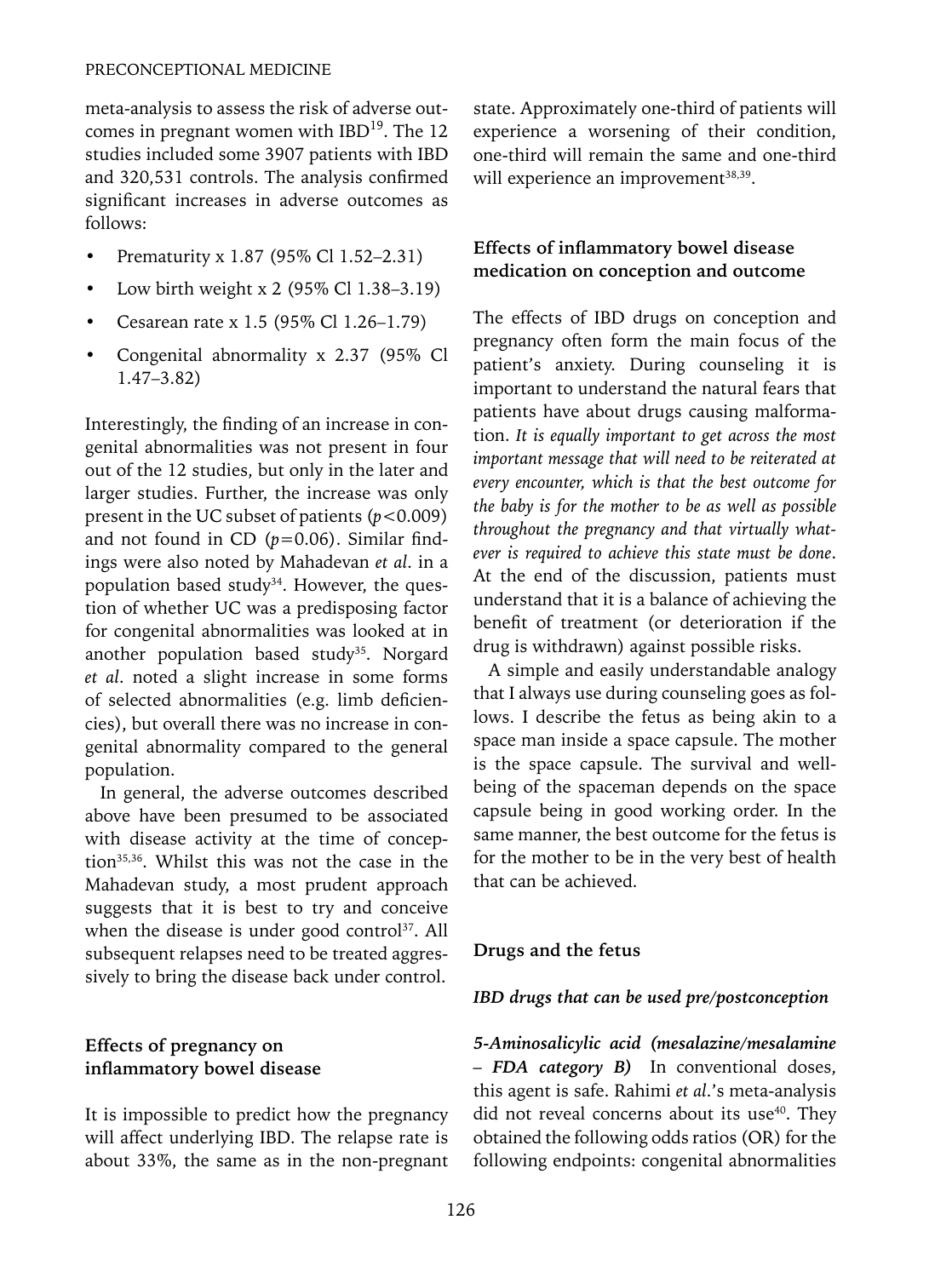meta-analysis to assess the risk of adverse outcomes in pregnant women with IBD[19]. The 12 studies included some 3907 patients with IBD and 320,531 controls. The analysis confirmed significant increases in adverse outcomes as follows:

- Prematurity x 1.87 (95% Cl 1.52–2.31)
- Low birth weight x 2 (95% Cl 1.38–3.19)
- Cesarean rate x 1.5 (95% Cl 1.26–1.79)
- Congenital abnormality x 2.37 (95% Cl 1.47–3.82)

Interestingly, the finding of an increase in congenital abnormalities was not present in four out of the 12 studies, but only in the later and larger studies. Further, the increase was only present in the UC subset of patients ($p<0.009$) and not found in CD ($p=0.06$). Similar findings were also noted by Mahadevan *et al*. in a population based study[34]. However, the question of whether UC was a predisposing factor for congenital abnormalities was looked at in another population based study[35]. Norgard *et al*. noted a slight increase in some forms of selected abnormalities (e.g. limb deficiencies), but overall there was no increase in congenital abnormality compared to the general population.

In general, the adverse outcomes described above have been presumed to be associated with disease activity at the time of conception[35,36]. Whilst this was not the case in the Mahadevan study, a most prudent approach suggests that it is best to try and conceive when the disease is under good control[37]. All subsequent relapses need to be treated aggressively to bring the disease back under control.

## Effects of pregnancy on inflammatory bowel disease

It is impossible to predict how the pregnancy will affect underlying IBD. The relapse rate is about 33%, the same as in the non-pregnant state. Approximately one-third of patients will experience a worsening of their condition, one-third will remain the same and one-third will experience an improvement[38,39].

## Effects of inflammatory bowel disease medication on conception and outcome

The effects of IBD drugs on conception and pregnancy often form the main focus of the patient's anxiety. During counseling it is important to understand the natural fears that patients have about drugs causing malformation. *It is equally important to get across the most important message that will need to be reiterated at every encounter, which is that the best outcome for the baby is for the mother to be as well as possible throughout the pregnancy and that virtually whatever is required to achieve this state must be done*. At the end of the discussion, patients must understand that it is a balance of achieving the benefit of treatment (or deterioration if the drug is withdrawn) against possible risks.

A simple and easily understandable analogy that I always use during counseling goes as follows. I describe the fetus as being akin to a space man inside a space capsule. The mother is the space capsule. The survival and wellbeing of the spaceman depends on the space capsule being in good working order. In the same manner, the best outcome for the fetus is for the mother to be in the very best of health that can be achieved.

## Drugs and the fetus

### *IBD drugs that can be used pre/postconception*

***5-Aminosalicylic acid (mesalazine/mesalamine – FDA category B)*** In conventional doses, this agent is safe. Rahimi *et al*.'s meta-analysis did not reveal concerns about its use[40]. They obtained the following odds ratios (OR) for the following endpoints: congenital abnormalities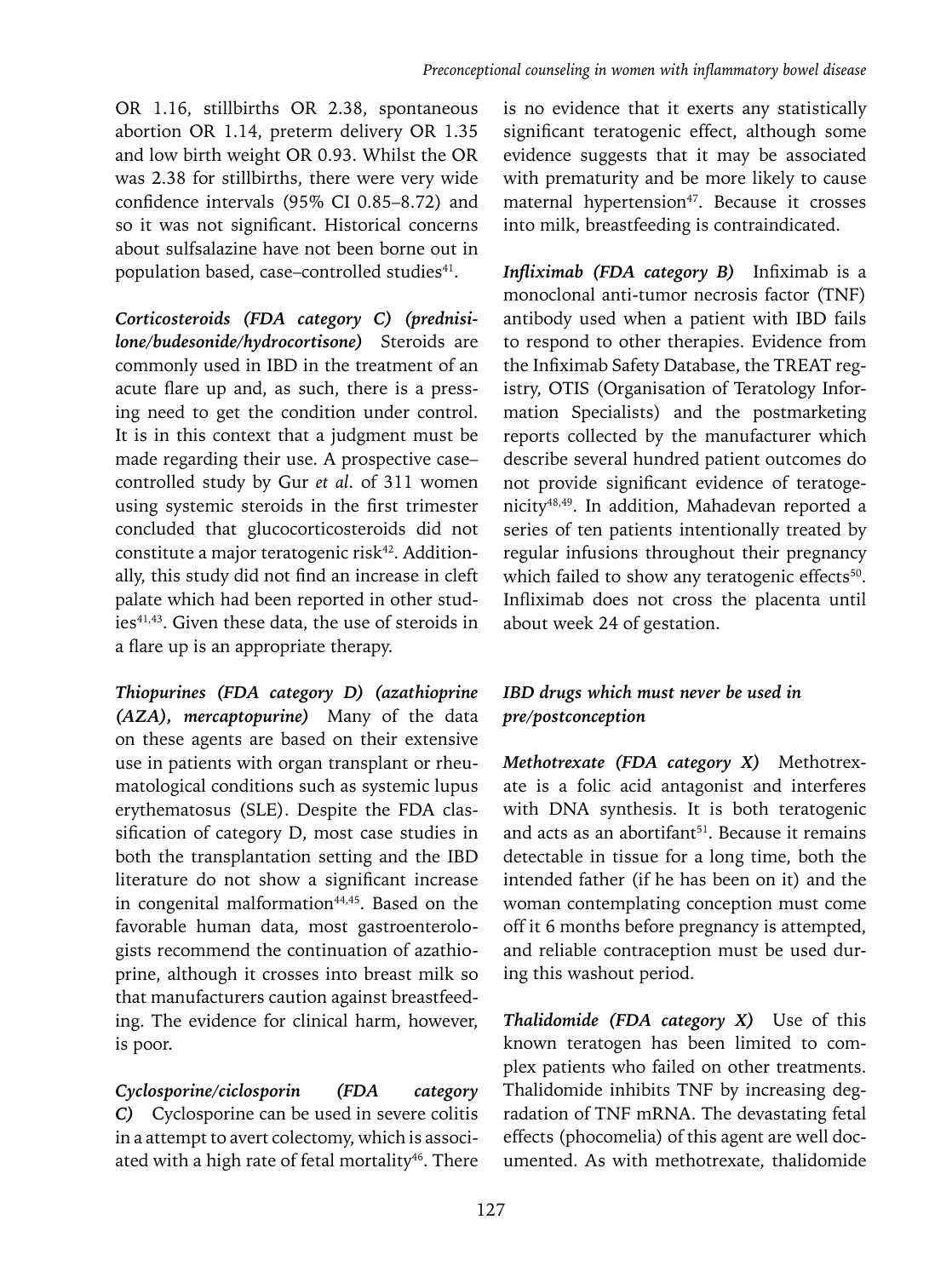OR 1.16, stillbirths OR 2.38, spontaneous abortion OR 1.14, preterm delivery OR 1.35 and low birth weight OR 0.93. Whilst the OR was 2.38 for stillbirths, there were very wide confidence intervals (95% CI 0.85–8.72) and so it was not significant. Historical concerns about sulfsalazine have not been borne out in population based, case–controlled studies[41].

***Corticosteroids (FDA category C) (prednisilone/budesonide/hydrocortisone)*** Steroids are commonly used in IBD in the treatment of an acute flare up and, as such, there is a pressing need to get the condition under control. It is in this context that a judgment must be made regarding their use. A prospective case–controlled study by Gur *et al*. of 311 women using systemic steroids in the first trimester concluded that glucocorticosteroids did not constitute a major teratogenic risk[42]. Additionally, this study did not find an increase in cleft palate which had been reported in other studies[41,43]. Given these data, the use of steroids in a flare up is an appropriate therapy.

***Thiopurines (FDA category D) (azathioprine (AZA), mercaptopurine)*** Many of the data on these agents are based on their extensive use in patients with organ transplant or rheumatological conditions such as systemic lupus erythematosus (SLE). Despite the FDA classification of category D, most case studies in both the transplantation setting and the IBD literature do not show a significant increase in congenital malformation[44,45]. Based on the favorable human data, most gastroenterologists recommend the continuation of azathioprine, although it crosses into breast milk so that manufacturers caution against breastfeeding. The evidence for clinical harm, however, is poor.

***Cyclosporine/ciclosporin (FDA category C)*** Cyclosporine can be used in severe colitis in a attempt to avert colectomy, which is associated with a high rate of fetal mortality[46]. There is no evidence that it exerts any statistically significant teratogenic effect, although some evidence suggests that it may be associated with prematurity and be more likely to cause maternal hypertension[47]. Because it crosses into milk, breastfeeding is contraindicated.

***Infliximab (FDA category B)*** Infiximab is a monoclonal anti-tumor necrosis factor (TNF) antibody used when a patient with IBD fails to respond to other therapies. Evidence from the Infiximab Safety Database, the TREAT registry, OTIS (Organisation of Teratology Information Specialists) and the postmarketing reports collected by the manufacturer which describe several hundred patient outcomes do not provide significant evidence of teratogenicity[48,49]. In addition, Mahadevan reported a series of ten patients intentionally treated by regular infusions throughout their pregnancy which failed to show any teratogenic effects[50]. Infliximab does not cross the placenta until about week 24 of gestation.

### *IBD drugs which must never be used in pre/postconception*

***Methotrexate (FDA category X)*** Methotrexate is a folic acid antagonist and interferes with DNA synthesis. It is both teratogenic and acts as an abortifant[51]. Because it remains detectable in tissue for a long time, both the intended father (if he has been on it) and the woman contemplating conception must come off it 6 months before pregnancy is attempted, and reliable contraception must be used during this washout period.

***Thalidomide (FDA category X)*** Use of this known teratogen has been limited to complex patients who failed on other treatments. Thalidomide inhibits TNF by increasing degradation of TNF mRNA. The devastating fetal effects (phocomelia) of this agent are well documented. As with methotrexate, thalidomide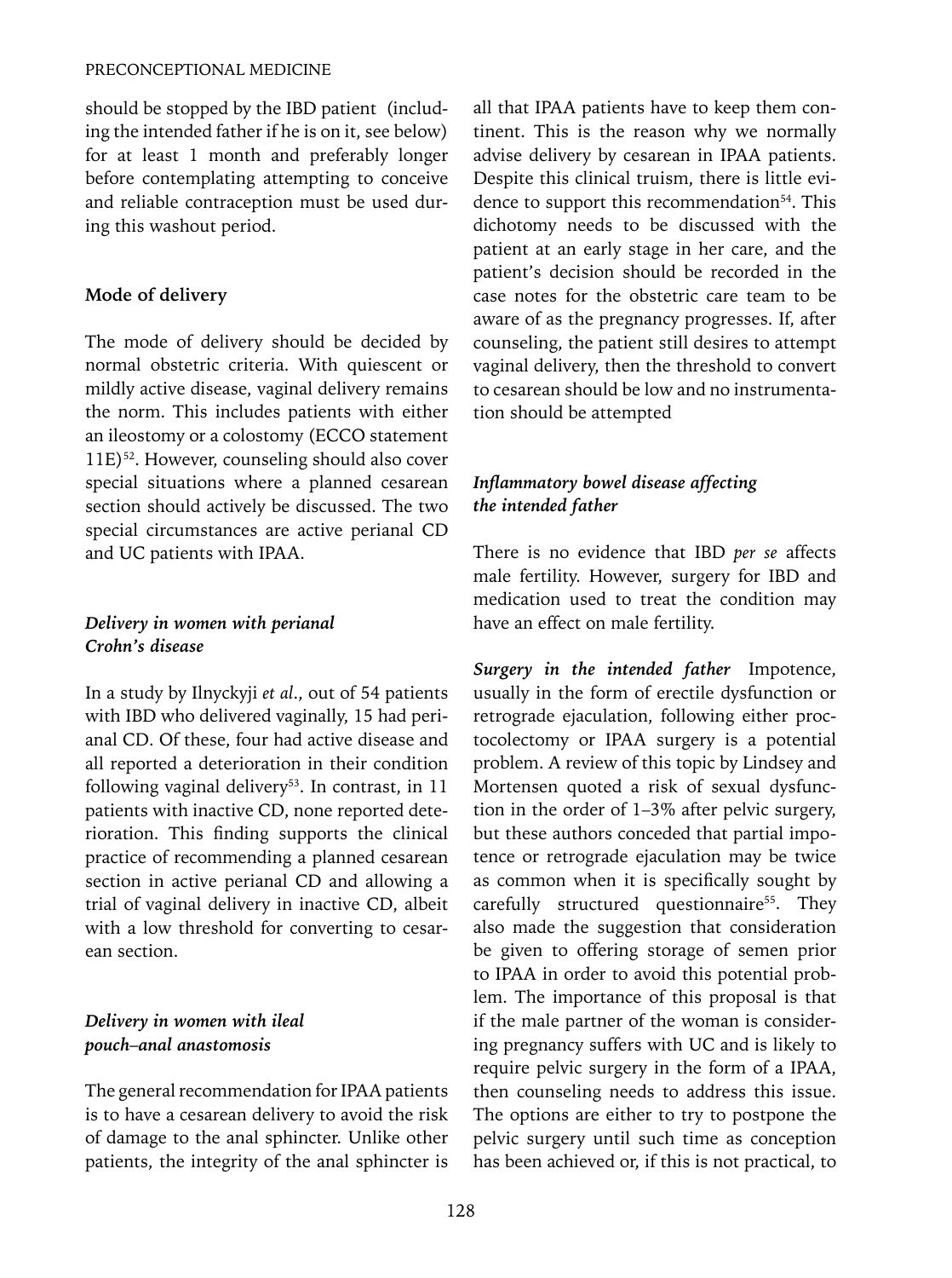should be stopped by the IBD patient (including the intended father if he is on it, see below) for at least 1 month and preferably longer before contemplating attempting to conceive and reliable contraception must be used during this washout period.

## Mode of delivery

The mode of delivery should be decided by normal obstetric criteria. With quiescent or mildly active disease, vaginal delivery remains the norm. This includes patients with either an ileostomy or a colostomy (ECCO statement 11E)[52]. However, counseling should also cover special situations where a planned cesarean section should actively be discussed. The two special circumstances are active perianal CD and UC patients with IPAA.

### *Delivery in women with perianal Crohn's disease*

In a study by Ilnyckyji *et al*., out of 54 patients with IBD who delivered vaginally, 15 had perianal CD. Of these, four had active disease and all reported a deterioration in their condition following vaginal delivery[53]. In contrast, in 11 patients with inactive CD, none reported deterioration. This finding supports the clinical practice of recommending a planned cesarean section in active perianal CD and allowing a trial of vaginal delivery in inactive CD, albeit with a low threshold for converting to cesarean section.

### *Delivery in women with ileal pouch–anal anastomosis*

The general recommendation for IPAA patients is to have a cesarean delivery to avoid the risk of damage to the anal sphincter. Unlike other patients, the integrity of the anal sphincter is all that IPAA patients have to keep them continent. This is the reason why we normally advise delivery by cesarean in IPAA patients. Despite this clinical truism, there is little evidence to support this recommendation[54]. This dichotomy needs to be discussed with the patient at an early stage in her care, and the patient's decision should be recorded in the case notes for the obstetric care team to be aware of as the pregnancy progresses. If, after counseling, the patient still desires to attempt vaginal delivery, then the threshold to convert to cesarean should be low and no instrumentation should be attempted

### *Inflammatory bowel disease affecting the intended father*

There is no evidence that IBD *per se* affects male fertility. However, surgery for IBD and medication used to treat the condition may have an effect on male fertility.

***Surgery in the intended father*** Impotence, usually in the form of erectile dysfunction or retrograde ejaculation, following either proctocolectomy or IPAA surgery is a potential problem. A review of this topic by Lindsey and Mortensen quoted a risk of sexual dysfunction in the order of 1–3% after pelvic surgery, but these authors conceded that partial impotence or retrograde ejaculation may be twice as common when it is specifically sought by carefully structured questionnaire[55]. They also made the suggestion that consideration be given to offering storage of semen prior to IPAA in order to avoid this potential problem. The importance of this proposal is that if the male partner of the woman is considering pregnancy suffers with UC and is likely to require pelvic surgery in the form of a IPAA, then counseling needs to address this issue. The options are either to try to postpone the pelvic surgery until such time as conception has been achieved or, if this is not practical, to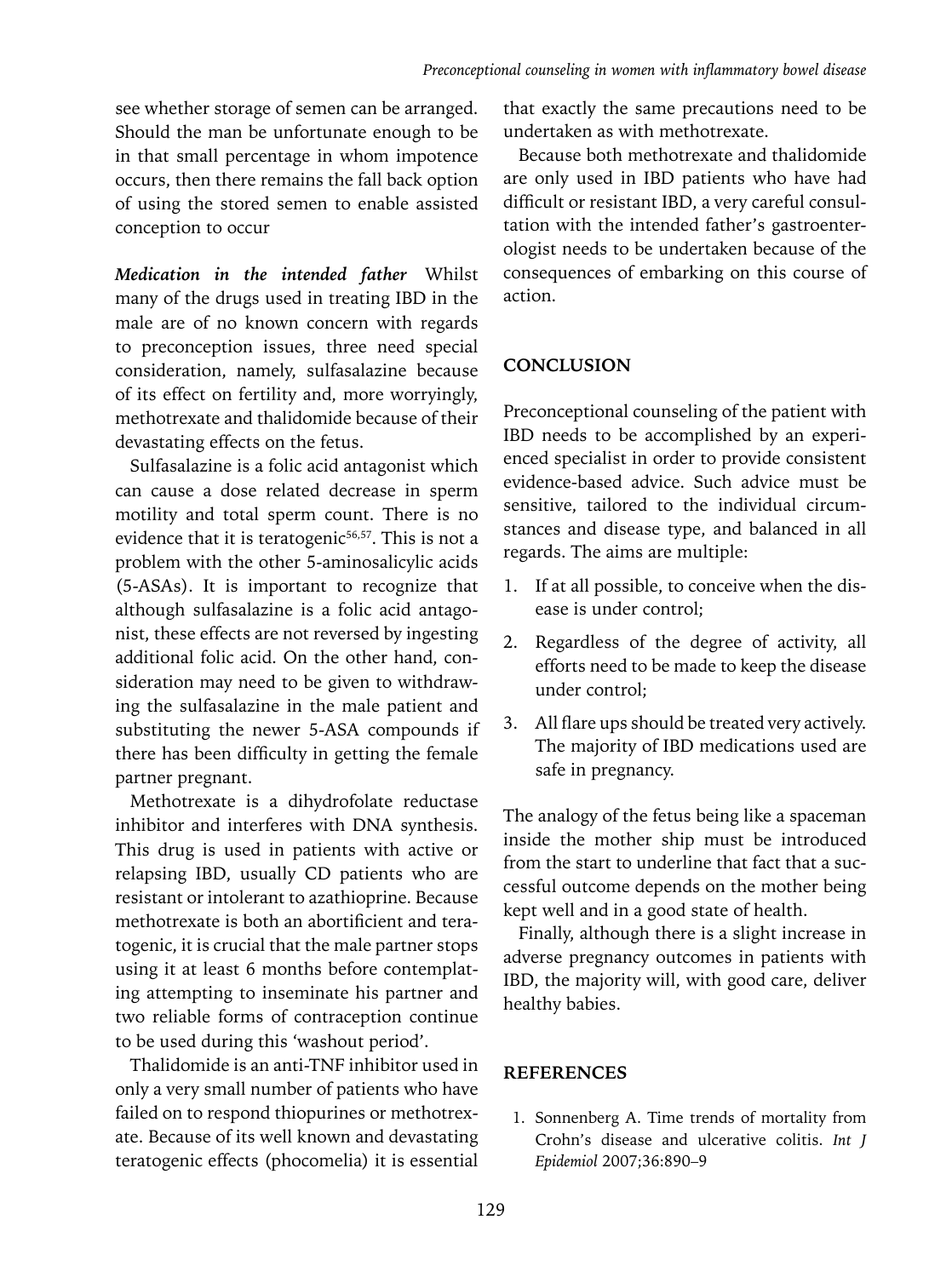see whether storage of semen can be arranged. Should the man be unfortunate enough to be in that small percentage in whom impotence occurs, then there remains the fall back option of using the stored semen to enable assisted conception to occur

***Medication in the intended father*** Whilst many of the drugs used in treating IBD in the male are of no known concern with regards to preconception issues, three need special consideration, namely, sulfasalazine because of its effect on fertility and, more worryingly, methotrexate and thalidomide because of their devastating effects on the fetus.

Sulfasalazine is a folic acid antagonist which can cause a dose related decrease in sperm motility and total sperm count. There is no evidence that it is teratogenic[56,57]. This is not a problem with the other 5-aminosalicylic acids (5-ASAs). It is important to recognize that although sulfasalazine is a folic acid antagonist, these effects are not reversed by ingesting additional folic acid. On the other hand, consideration may need to be given to withdrawing the sulfasalazine in the male patient and substituting the newer 5-ASA compounds if there has been difficulty in getting the female partner pregnant.

Methotrexate is a dihydrofolate reductase inhibitor and interferes with DNA synthesis. This drug is used in patients with active or relapsing IBD, usually CD patients who are resistant or intolerant to azathioprine. Because methotrexate is both an abortificient and teratogenic, it is crucial that the male partner stops using it at least 6 months before contemplating attempting to inseminate his partner and two reliable forms of contraception continue to be used during this 'washout period'.

Thalidomide is an anti-TNF inhibitor used in only a very small number of patients who have failed on to respond thiopurines or methotrexate. Because of its well known and devastating teratogenic effects (phocomelia) it is essential that exactly the same precautions need to be undertaken as with methotrexate.

Because both methotrexate and thalidomide are only used in IBD patients who have had difficult or resistant IBD, a very careful consultation with the intended father's gastroenterologist needs to be undertaken because of the consequences of embarking on this course of action.

## CONCLUSION

Preconceptional counseling of the patient with IBD needs to be accomplished by an experienced specialist in order to provide consistent evidence-based advice. Such advice must be sensitive, tailored to the individual circumstances and disease type, and balanced in all regards. The aims are multiple:

1. If at all possible, to conceive when the disease is under control;
2. Regardless of the degree of activity, all efforts need to be made to keep the disease under control;
3. All flare ups should be treated very actively. The majority of IBD medications used are safe in pregnancy.

The analogy of the fetus being like a spaceman inside the mother ship must be introduced from the start to underline that fact that a successful outcome depends on the mother being kept well and in a good state of health.

Finally, although there is a slight increase in adverse pregnancy outcomes in patients with IBD, the majority will, with good care, deliver healthy babies.

## REFERENCES

1. Sonnenberg A. Time trends of mortality from Crohn's disease and ulcerative colitis. *Int J Epidemiol* 2007;36:890–9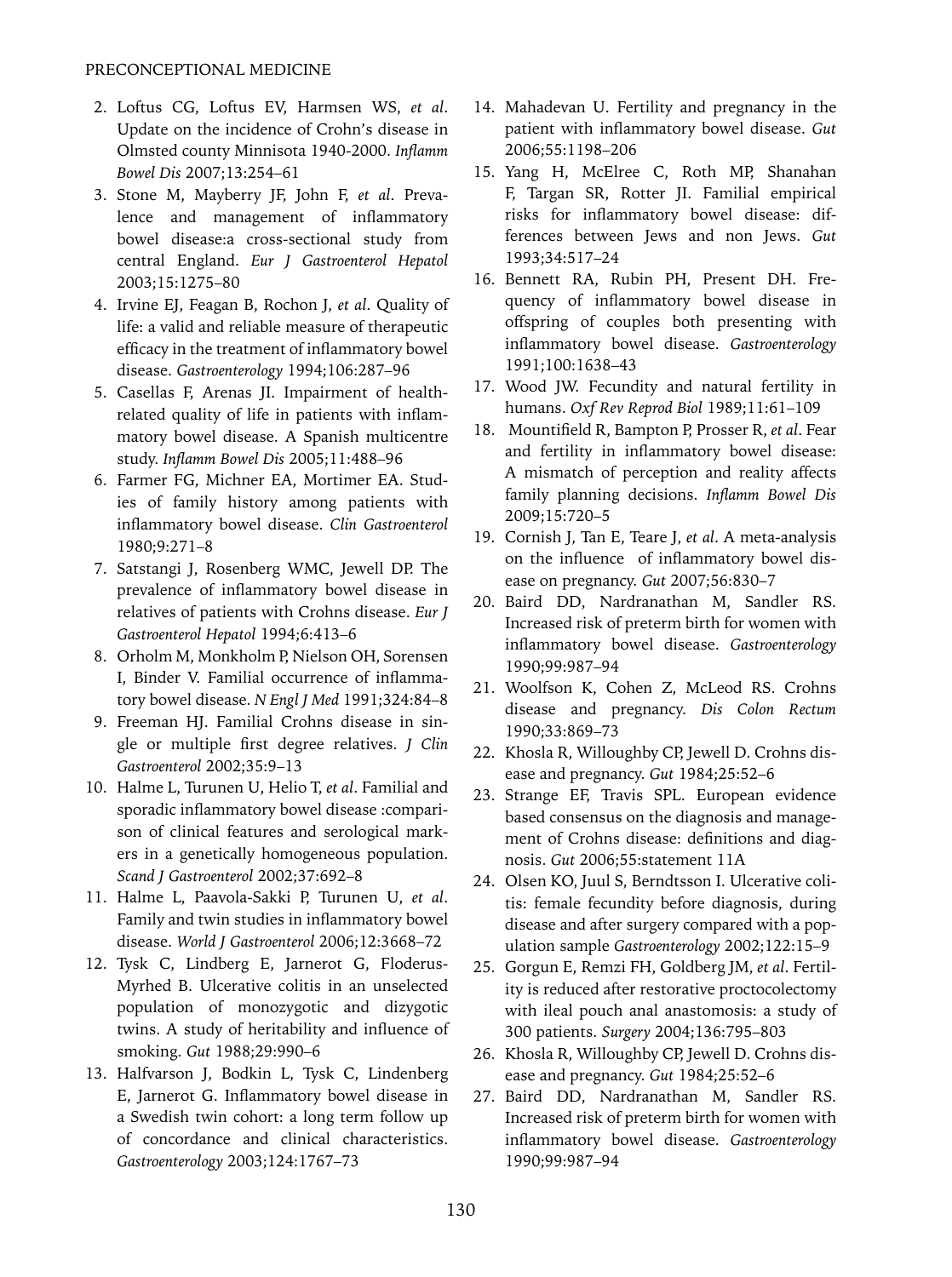2. Loftus CG, Loftus EV, Harmsen WS, *et al*. Update on the incidence of Crohn's disease in Olmsted county Minnisota 1940-2000. *Inflamm Bowel Dis* 2007;13:254–61
3. Stone M, Mayberry JF, John F, *et al*. Prevalence and management of inflammatory bowel disease:a cross-sectional study from central England. *Eur J Gastroenterol Hepatol* 2003;15:1275–80
4. Irvine EJ, Feagan B, Rochon J, *et al*. Quality of life: a valid and reliable measure of therapeutic efficacy in the treatment of inflammatory bowel disease. *Gastroenterology* 1994;106:287–96
5. Casellas F, Arenas JI. Impairment of health-related quality of life in patients with inflammatory bowel disease. A Spanish multicentre study. *Inflamm Bowel Dis* 2005;11:488–96
6. Farmer FG, Michner EA, Mortimer EA. Studies of family history among patients with inflammatory bowel disease. *Clin Gastroenterol* 1980;9:271–8
7. Satstangi J, Rosenberg WMC, Jewell DP. The prevalence of inflammatory bowel disease in relatives of patients with Crohns disease. *Eur J Gastroenterol Hepatol* 1994;6:413–6
8. Orholm M, Monkholm P, Nielson OH, Sorensen I, Binder V. Familial occurrence of inflammatory bowel disease. *N Engl J Med* 1991;324:84–8
9. Freeman HJ. Familial Crohns disease in single or multiple first degree relatives. *J Clin Gastroenterol* 2002;35:9–13
10. Halme L, Turunen U, Helio T, *et al*. Familial and sporadic inflammatory bowel disease :comparison of clinical features and serological markers in a genetically homogeneous population. *Scand J Gastroenterol* 2002;37:692–8
11. Halme L, Paavola-Sakki P, Turunen U, *et al*. Family and twin studies in inflammatory bowel disease. *World J Gastroenterol* 2006;12:3668–72
12. Tysk C, Lindberg E, Jarnerot G, Floderus-Myrhed B. Ulcerative colitis in an unselected population of monozygotic and dizygotic twins. A study of heritability and influence of smoking. *Gut* 1988;29:990–6
13. Halfvarson J, Bodkin L, Tysk C, Lindenberg E, Jarnerot G. Inflammatory bowel disease in a Swedish twin cohort: a long term follow up of concordance and clinical characteristics. *Gastroenterology* 2003;124:1767–73
14. Mahadevan U. Fertility and pregnancy in the patient with inflammatory bowel disease. *Gut* 2006;55:1198–206
15. Yang H, McElree C, Roth MP, Shanahan F, Targan SR, Rotter JI. Familial empirical risks for inflammatory bowel disease: differences between Jews and non Jews. *Gut* 1993;34:517–24
16. Bennett RA, Rubin PH, Present DH. Frequency of inflammatory bowel disease in offspring of couples both presenting with inflammatory bowel disease. *Gastroenterology* 1991;100:1638–43
17. Wood JW. Fecundity and natural fertility in humans. *Oxf Rev Reprod Biol* 1989;11:61–109
18. Mountifield R, Bampton P, Prosser R, *et al*. Fear and fertility in inflammatory bowel disease: A mismatch of perception and reality affects family planning decisions. *Inflamm Bowel Dis* 2009;15:720–5
19. Cornish J, Tan E, Teare J, *et al*. A meta-analysis on the influence of inflammatory bowel disease on pregnancy. *Gut* 2007;56:830–7
20. Baird DD, Nardranathan M, Sandler RS. Increased risk of preterm birth for women with inflammatory bowel disease. *Gastroenterology* 1990;99:987–94
21. Woolfson K, Cohen Z, McLeod RS. Crohns disease and pregnancy. *Dis Colon Rectum* 1990;33:869–73
22. Khosla R, Willoughby CP, Jewell D. Crohns disease and pregnancy. *Gut* 1984;25:52–6
23. Strange EF, Travis SPL. European evidence based consensus on the diagnosis and management of Crohns disease: definitions and diagnosis. *Gut* 2006;55:statement 11A
24. Olsen KO, Juul S, Berndtsson I. Ulcerative colitis: female fecundity before diagnosis, during disease and after surgery compared with a population sample *Gastroenterology* 2002;122:15–9
25. Gorgun E, Remzi FH, Goldberg JM, *et al*. Fertility is reduced after restorative proctocolectomy with ileal pouch anal anastomosis: a study of 300 patients. *Surgery* 2004;136:795–803
26. Khosla R, Willoughby CP, Jewell D. Crohns disease and pregnancy. *Gut* 1984;25:52–6
27. Baird DD, Nardranathan M, Sandler RS. Increased risk of preterm birth for women with inflammatory bowel disease. *Gastroenterology* 1990;99:987–94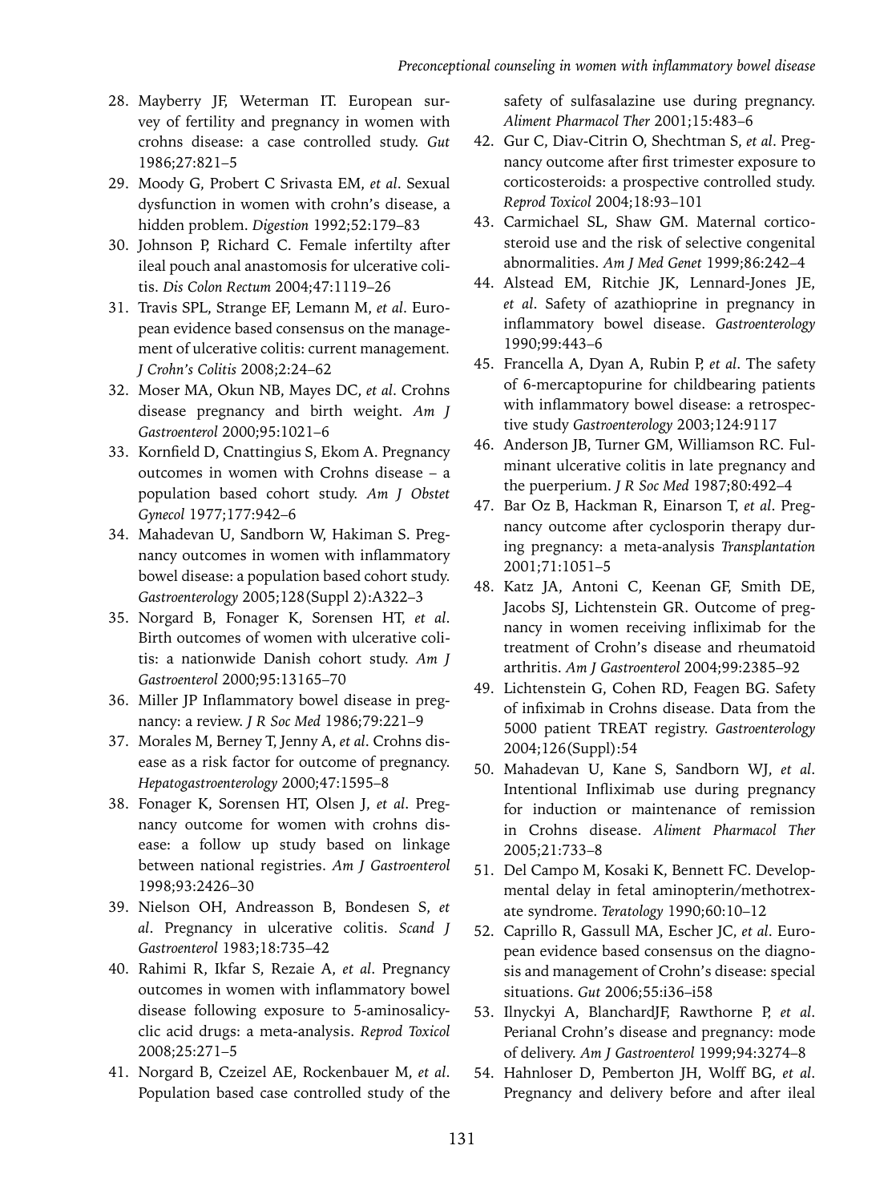28. Mayberry JF, Weterman IT. European survey of fertility and pregnancy in women with crohns disease: a case controlled study. *Gut* 1986;27:821–5
29. Moody G, Probert C Srivasta EM, *et al*. Sexual dysfunction in women with crohn's disease, a hidden problem. *Digestion* 1992;52:179–83
30. Johnson P, Richard C. Female infertilty after ileal pouch anal anastomosis for ulcerative colitis. *Dis Colon Rectum* 2004;47:1119–26
31. Travis SPL, Strange EF, Lemann M, *et al*. European evidence based consensus on the management of ulcerative colitis: current management. *J Crohn's Colitis* 2008;2:24–62
32. Moser MA, Okun NB, Mayes DC, *et al*. Crohns disease pregnancy and birth weight. *Am J Gastroenterol* 2000;95:1021–6
33. Kornfield D, Cnattingius S, Ekom A. Pregnancy outcomes in women with Crohns disease – a population based cohort study. *Am J Obstet Gynecol* 1977;177:942–6
34. Mahadevan U, Sandborn W, Hakiman S. Pregnancy outcomes in women with inflammatory bowel disease: a population based cohort study. *Gastroenterology* 2005;128(Suppl 2):A322–3
35. Norgard B, Fonager K, Sorensen HT, *et al*. Birth outcomes of women with ulcerative colitis: a nationwide Danish cohort study. *Am J Gastroenterol* 2000;95:13165–70
36. Miller JP Inflammatory bowel disease in pregnancy: a review. *J R Soc Med* 1986;79:221–9
37. Morales M, Berney T, Jenny A, *et al*. Crohns disease as a risk factor for outcome of pregnancy. *Hepatogastroenterology* 2000;47:1595–8
38. Fonager K, Sorensen HT, Olsen J, *et al*. Pregnancy outcome for women with crohns disease: a follow up study based on linkage between national registries. *Am J Gastroenterol* 1998;93:2426–30
39. Nielson OH, Andreasson B, Bondesen S, *et al*. Pregnancy in ulcerative colitis. *Scand J Gastroenterol* 1983;18:735–42
40. Rahimi R, Ikfar S, Rezaie A, *et al*. Pregnancy outcomes in women with inflammatory bowel disease following exposure to 5-aminosalicyclic acid drugs: a meta-analysis. *Reprod Toxicol* 2008;25:271–5
41. Norgard B, Czeizel AE, Rockenbauer M, *et al*. Population based case controlled study of the safety of sulfasalazine use during pregnancy. *Aliment Pharmacol Ther* 2001;15:483–6
42. Gur C, Diav-Citrin O, Shechtman S, *et al*. Pregnancy outcome after first trimester exposure to corticosteroids: a prospective controlled study. *Reprod Toxicol* 2004;18:93–101
43. Carmichael SL, Shaw GM. Maternal corticosteroid use and the risk of selective congenital abnormalities. *Am J Med Genet* 1999;86:242–4
44. Alstead EM, Ritchie JK, Lennard-Jones JE, *et al*. Safety of azathioprine in pregnancy in inflammatory bowel disease. *Gastroenterology* 1990;99:443–6
45. Francella A, Dyan A, Rubin P, *et al*. The safety of 6-mercaptopurine for childbearing patients with inflammatory bowel disease: a retrospective study *Gastroenterology* 2003;124:9117
46. Anderson JB, Turner GM, Williamson RC. Fulminant ulcerative colitis in late pregnancy and the puerperium. *J R Soc Med* 1987;80:492–4
47. Bar Oz B, Hackman R, Einarson T, *et al*. Pregnancy outcome after cyclosporin therapy during pregnancy: a meta-analysis *Transplantation* 2001;71:1051–5
48. Katz JA, Antoni C, Keenan GF, Smith DE, Jacobs SJ, Lichtenstein GR. Outcome of pregnancy in women receiving infliximab for the treatment of Crohn's disease and rheumatoid arthritis. *Am J Gastroenterol* 2004;99:2385–92
49. Lichtenstein G, Cohen RD, Feagen BG. Safety of infiximab in Crohns disease. Data from the 5000 patient TREAT registry. *Gastroenterology* 2004;126(Suppl):54
50. Mahadevan U, Kane S, Sandborn WJ, *et al*. Intentional Infliximab use during pregnancy for induction or maintenance of remission in Crohns disease. *Aliment Pharmacol Ther* 2005;21:733–8
51. Del Campo M, Kosaki K, Bennett FC. Developmental delay in fetal aminopterin/methotrexate syndrome. *Teratology* 1990;60:10–12
52. Caprillo R, Gassull MA, Escher JC, *et al*. European evidence based consensus on the diagnosis and management of Crohn's disease: special situations. *Gut* 2006;55:i36–i58
53. Ilnyckyi A, BlanchardJF, Rawthorne P, *et al*. Perianal Crohn's disease and pregnancy: mode of delivery. *Am J Gastroenterol* 1999;94:3274–8
54. Hahnloser D, Pemberton JH, Wolff BG, *et al*. Pregnancy and delivery before and after ileal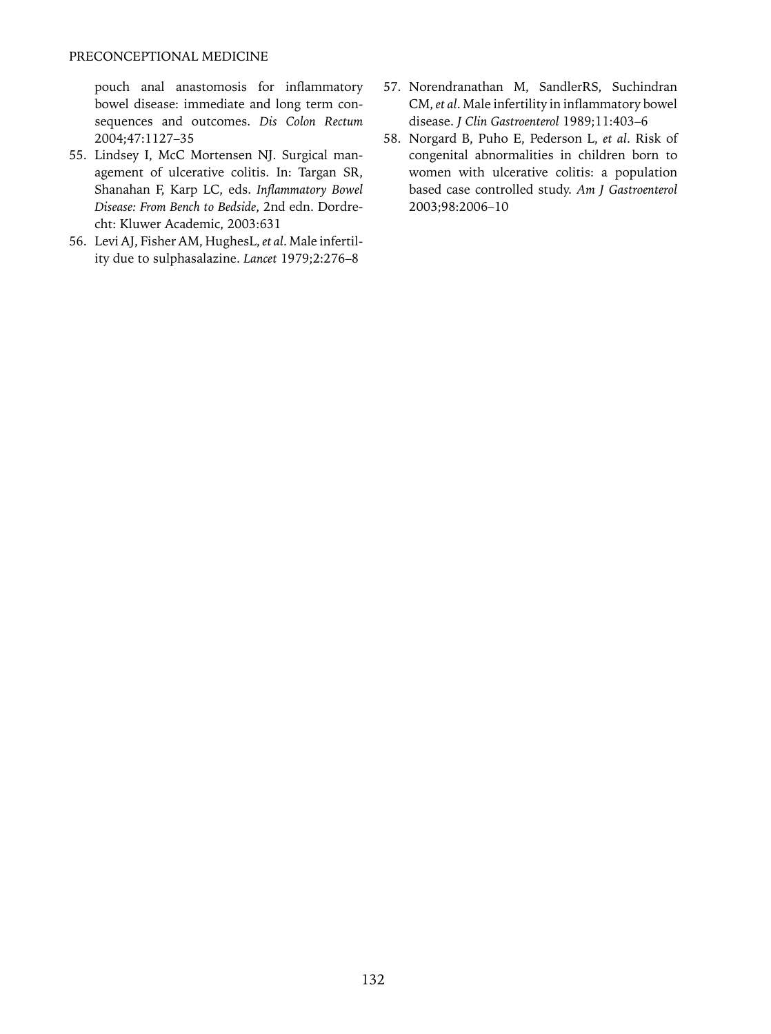pouch anal anastomosis for inflammatory bowel disease: immediate and long term consequences and outcomes. *Dis Colon Rectum* 2004;47:1127–35

55. Lindsey I, McC Mortensen NJ. Surgical management of ulcerative colitis. In: Targan SR, Shanahan F, Karp LC, eds. *Inflammatory Bowel Disease: From Bench to Bedside*, 2nd edn. Dordrecht: Kluwer Academic, 2003:631
56. Levi AJ, Fisher AM, HughesL, *et al*. Male infertility due to sulphasalazine. *Lancet* 1979;2:276–8
57. Norendranathan M, SandlerRS, Suchindran CM, *et al*. Male infertility in inflammatory bowel disease. *J Clin Gastroenterol* 1989;11:403–6
58. Norgard B, Puho E, Pederson L, *et al*. Risk of congenital abnormalities in children born to women with ulcerative colitis: a population based case controlled study. *Am J Gastroenterol* 2003;98:2006–10